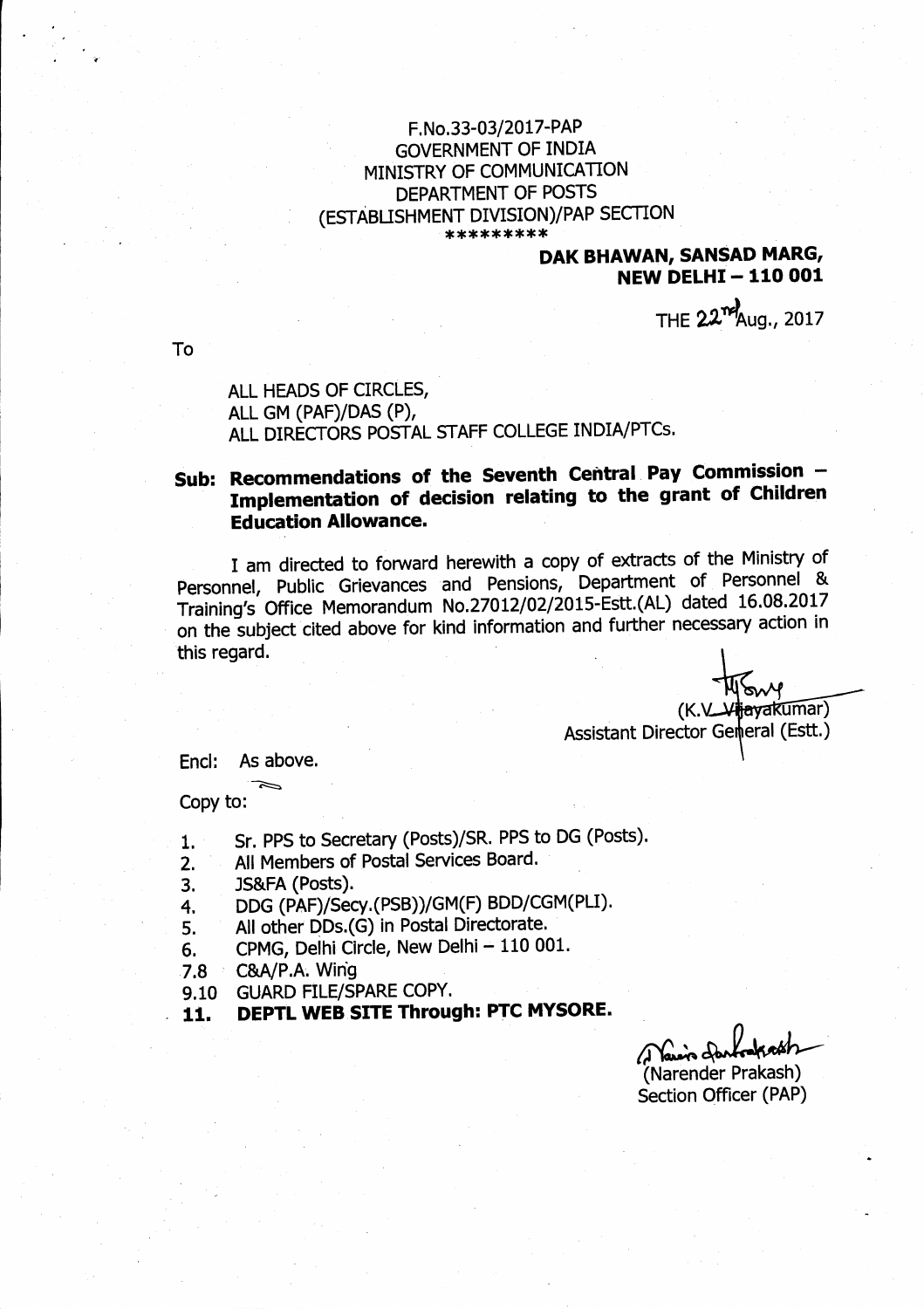F.No.33-03/2017-PAP
GOVERNMENT OF INDIA
MINISTRY OF COMMUNICATION
DEPARTMENT OF POSTS
(ESTABLISHMENT DIVISION)/PAP SECTION
*********

**DAK BHAWAN, SANSAD MARG,**
**NEW DELHI – 110 001**

THE 22nd Aug., 2017

To

ALL HEADS OF CIRCLES,
ALL GM (PAF)/DAS (P),
ALL DIRECTORS POSTAL STAFF COLLEGE INDIA/PTCs.

**Sub: Recommendations of the Seventh Central Pay Commission – Implementation of decision relating to the grant of Children Education Allowance.**

I am directed to forward herewith a copy of extracts of the Ministry of Personnel, Public Grievances and Pensions, Department of Personnel & Training's Office Memorandum No.27012/02/2015-Estt.(AL) dated 16.08.2017 on the subject cited above for kind information and further necessary action in this regard.

(K.V. Vijayakumar)
Assistant Director General (Estt.)

Encl: As above.

Copy to:

1. Sr. PPS to Secretary (Posts)/SR. PPS to DG (Posts).
2. All Members of Postal Services Board.
3. JS&FA (Posts).
4. DDG (PAF)/Secy.(PSB))/GM(F) BDD/CGM(PLI).
5. All other DDs.(G) in Postal Directorate.
6. CPMG, Delhi Circle, New Delhi – 110 001.

7.8 C&A/P.A. Wing

9.10 GUARD FILE/SPARE COPY.

**11. DEPTL WEB SITE Through: PTC MYSORE.**

(Narender Prakash)
Section Officer (PAP)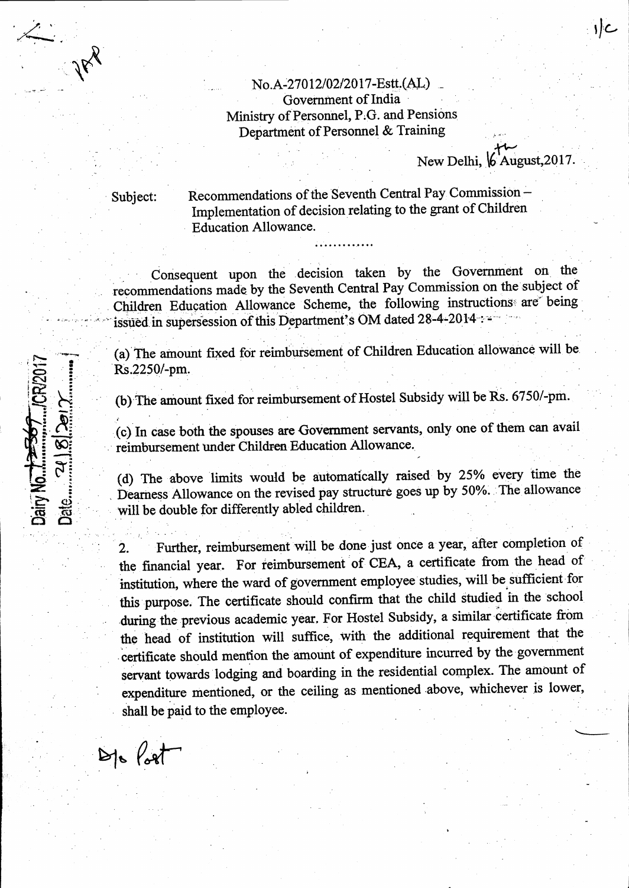No.A-27012/02/2017-Estt.(AL)
Government of India
Ministry of Personnel, P.G. and Pensions
Department of Personnel & Training

New Delhi, 16th August,2017.

Subject: Recommendations of the Seventh Central Pay Commission – Implementation of decision relating to the grant of Children Education Allowance.

.............

Consequent upon the decision taken by the Government on the recommendations made by the Seventh Central Pay Commission on the subject of Children Education Allowance Scheme, the following instructions are being issued in supersession of this Department's OM dated 28-4-2014 : -

(a) The amount fixed for reimbursement of Children Education allowance will be Rs.2250/-pm.

(b) The amount fixed for reimbursement of Hostel Subsidy will be Rs. 6750/-pm.

(c) In case both the spouses are Government servants, only one of them can avail reimbursement under Children Education Allowance.

(d) The above limits would be automatically raised by 25% every time the Dearness Allowance on the revised pay structure goes up by 50%. The allowance will be double for differently abled children.

2. Further, reimbursement will be done just once a year, after completion of the financial year. For reimbursement of CEA, a certificate from the head of institution, where the ward of government employee studies, will be sufficient for this purpose. The certificate should confirm that the child studied in the school during the previous academic year. For Hostel Subsidy, a similar certificate from the head of institution will suffice, with the additional requirement that the certificate should mention the amount of expenditure incurred by the government servant towards lodging and boarding in the residential complex. The amount of expenditure mentioned, or the ceiling as mentioned above, whichever is lower, shall be paid to the employee.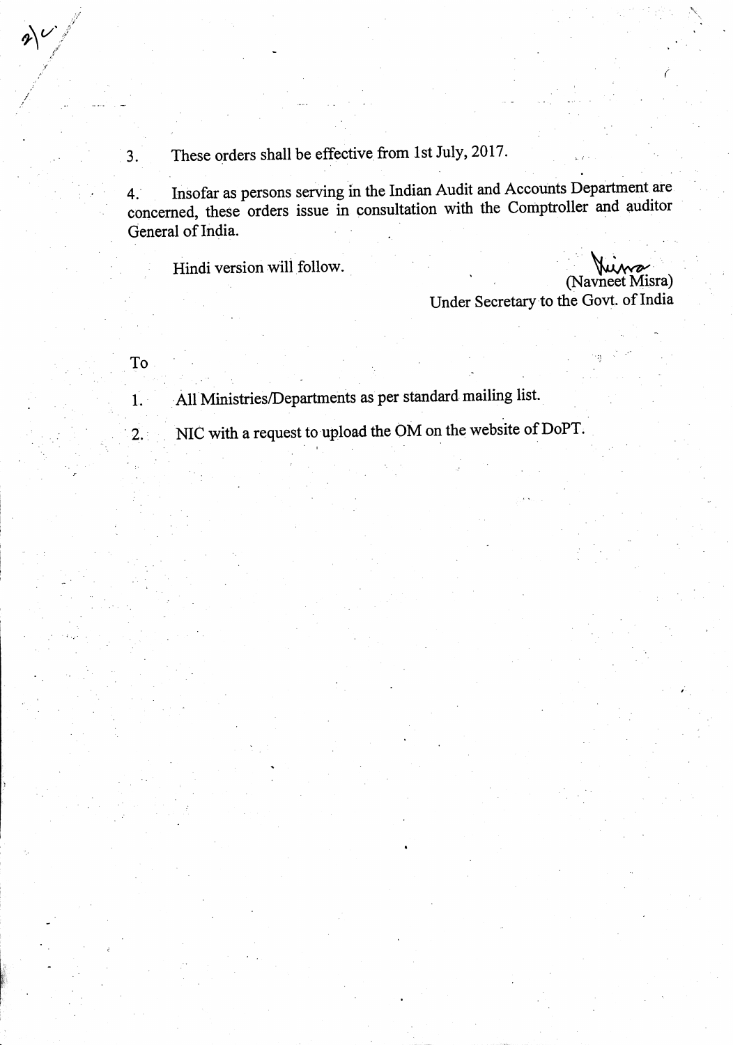3. These orders shall be effective from 1st July, 2017.

4. Insofar as persons serving in the Indian Audit and Accounts Department are concerned, these orders issue in consultation with the Comptroller and auditor General of India.

Hindi version will follow.

(Navneet Misra)
Under Secretary to the Govt. of India

To

1. All Ministries/Departments as per standard mailing list.
2. NIC with a request to upload the OM on the website of DoPT.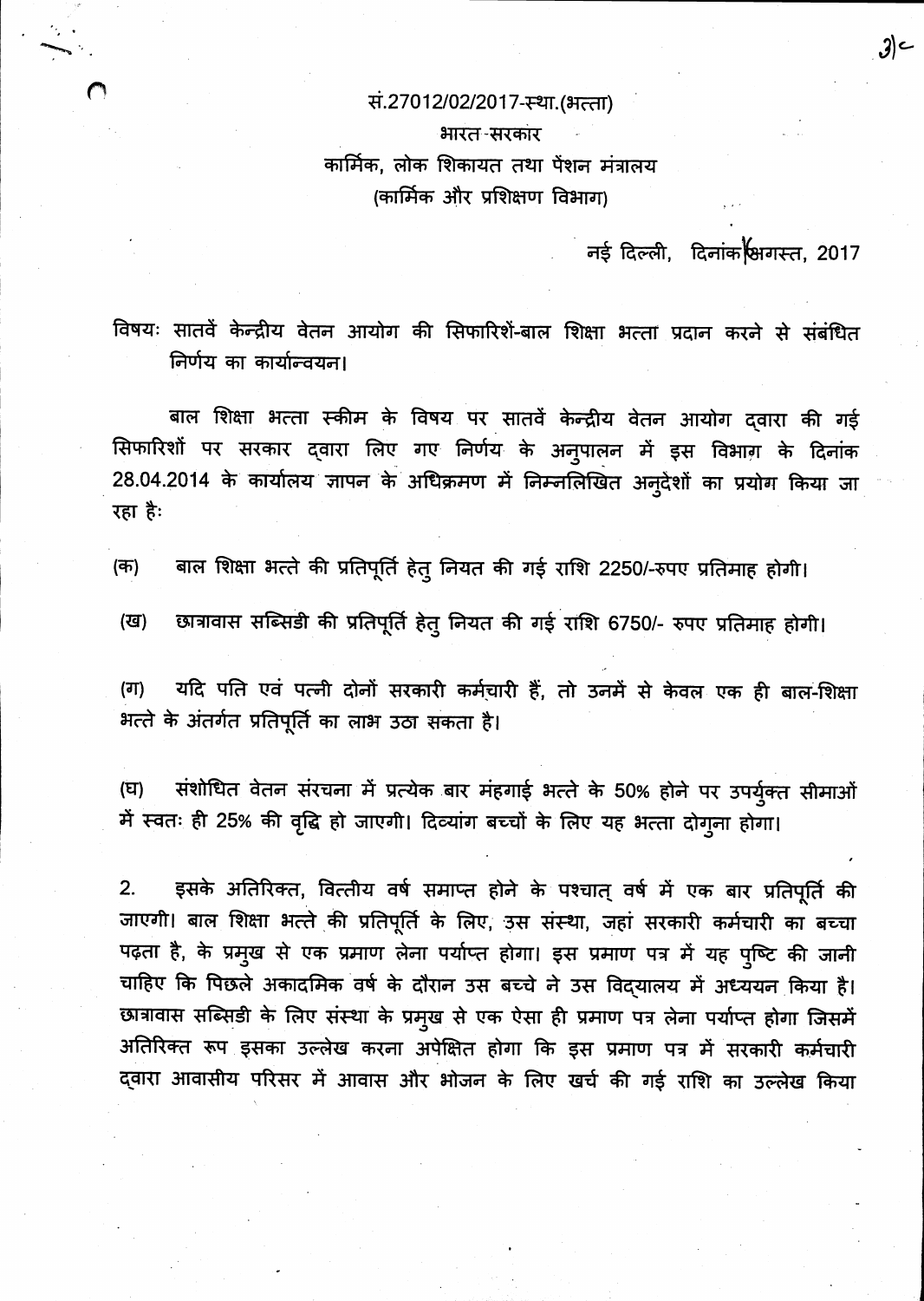सं.27012/02/2017-स्था.(भत्ता)

भारत सरकार

कार्मिक, लोक शिकायत तथा पेंशन मंत्रालय

(कार्मिक और प्रशिक्षण विभाग)

नई दिल्ली, दिनांक 16 अगस्त, 2017

विषयः सातवें केन्द्रीय वेतन आयोग की सिफारिशें-बाल शिक्षा भत्ता प्रदान करने से संबंधित निर्णय का कार्यान्वयन।

बाल शिक्षा भत्ता स्कीम के विषय पर सातवें केन्द्रीय वेतन आयोग द्वारा की गई सिफारिशों पर सरकार द्वारा लिए गए निर्णय के अनुपालन में इस विभाग के दिनांक 28.04.2014 के कार्यालय ज्ञापन के अधिक्रमण में निम्नलिखित अनुदेशों का प्रयोग किया जा रहा हैः

(क) बाल शिक्षा भत्ते की प्रतिपूर्ति हेतु नियत की गई राशि 2250/-रुपए प्रतिमाह होगी।

(ख) छात्रावास सब्सिडी की प्रतिपूर्ति हेतु नियत की गई राशि 6750/- रुपए प्रतिमाह होगी।

(ग) यदि पति एवं पत्नी दोनों सरकारी कर्मचारी हैं, तो उनमें से केवल एक ही बाल-शिक्षा भत्ते के अंतर्गत प्रतिपूर्ति का लाभ उठा सकता है।

(घ) संशोधित वेतन संरचना में प्रत्येक बार मंहगाई भत्ते के 50% होने पर उपर्युक्त सीमाओं में स्वतः ही 25% की वृद्धि हो जाएगी। दिव्यांग बच्चों के लिए यह भत्ता दोगुना होगा।

2. इसके अतिरिक्त, वित्तीय वर्ष समाप्त होने के पश्चात् वर्ष में एक बार प्रतिपूर्ति की जाएगी। बाल शिक्षा भत्ते की प्रतिपूर्ति के लिए, उस संस्था, जहां सरकारी कर्मचारी का बच्चा पढ़ता है, के प्रमुख से एक प्रमाण लेना पर्याप्त होगा। इस प्रमाण पत्र में यह पुष्टि की जानी चाहिए कि पिछले अकादमिक वर्ष के दौरान उस बच्चे ने उस विद्यालय में अध्ययन किया है। छात्रावास सब्सिडी के लिए संस्था के प्रमुख से एक ऐसा ही प्रमाण पत्र लेना पर्याप्त होगा जिसमें अतिरिक्त रूप इसका उल्लेख करना अपेक्षित होगा कि इस प्रमाण पत्र में सरकारी कर्मचारी द्वारा आवासीय परिसर में आवास और भोजन के लिए खर्च की गई राशि का उल्लेख किया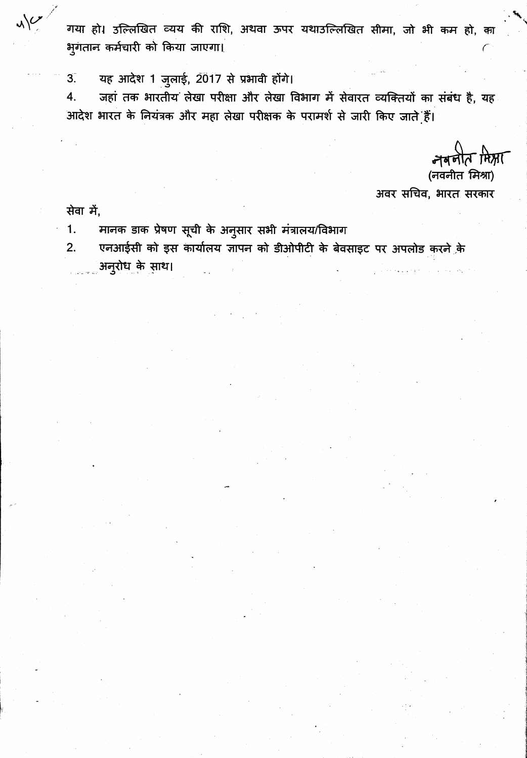गया हो। उल्लिखित व्यय की राशि, अथवा ऊपर यथाउल्लिखित सीमा, जो भी कम हो, का भुगतान कर्मचारी को किया जाएगा।

3. यह आदेश 1 जुलाई, 2017 से प्रभावी होंगे।

4. जहां तक भारतीय लेखा परीक्षा और लेखा विभाग में सेवारत व्यक्तियों का संबंध है, यह आदेश भारत के नियंत्रक और महा लेखा परीक्षक के परामर्श से जारी किए जाते हैं।

नवनीत मिश्रा

(नवनीत मिश्रा)

अवर सचिव, भारत सरकार

सेवा में,

1. मानक डाक प्रेषण सूची के अनुसार सभी मंत्रालय/विभाग
2. एनआईसी को इस कार्यालय ज्ञापन को डीओपीटी के बेवसाइट पर अपलोड करने के अनुरोध के साथ।